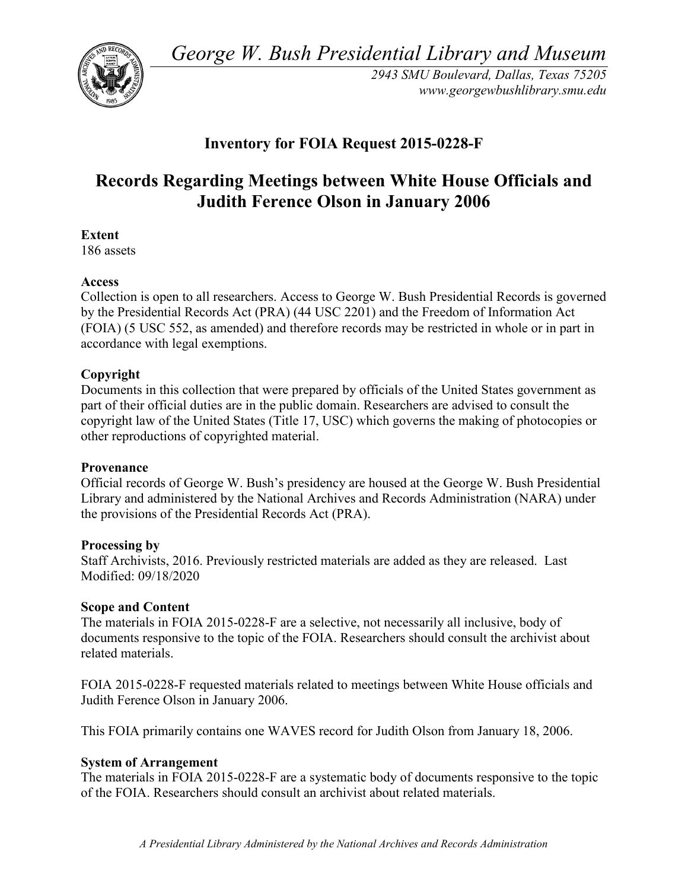*George W. Bush Presidential Library and Museum*

*2943 SMU Boulevard, Dallas, Texas 75205*
*www.georgewbushlibrary.smu.edu*

## Inventory for FOIA Request 2015-0228-F

# Records Regarding Meetings between White House Officials and Judith Ference Olson in January 2006

**Extent**
186 assets

**Access**
Collection is open to all researchers. Access to George W. Bush Presidential Records is governed by the Presidential Records Act (PRA) (44 USC 2201) and the Freedom of Information Act (FOIA) (5 USC 552, as amended) and therefore records may be restricted in whole or in part in accordance with legal exemptions.

**Copyright**
Documents in this collection that were prepared by officials of the United States government as part of their official duties are in the public domain. Researchers are advised to consult the copyright law of the United States (Title 17, USC) which governs the making of photocopies or other reproductions of copyrighted material.

**Provenance**
Official records of George W. Bush's presidency are housed at the George W. Bush Presidential Library and administered by the National Archives and Records Administration (NARA) under the provisions of the Presidential Records Act (PRA).

**Processing by**
Staff Archivists, 2016. Previously restricted materials are added as they are released. Last Modified: 09/18/2020

**Scope and Content**
The materials in FOIA 2015-0228-F are a selective, not necessarily all inclusive, body of documents responsive to the topic of the FOIA. Researchers should consult the archivist about related materials.

FOIA 2015-0228-F requested materials related to meetings between White House officials and Judith Ference Olson in January 2006.

This FOIA primarily contains one WAVES record for Judith Olson from January 18, 2006.

**System of Arrangement**
The materials in FOIA 2015-0228-F are a systematic body of documents responsive to the topic of the FOIA. Researchers should consult an archivist about related materials.

*A Presidential Library Administered by the National Archives and Records Administration*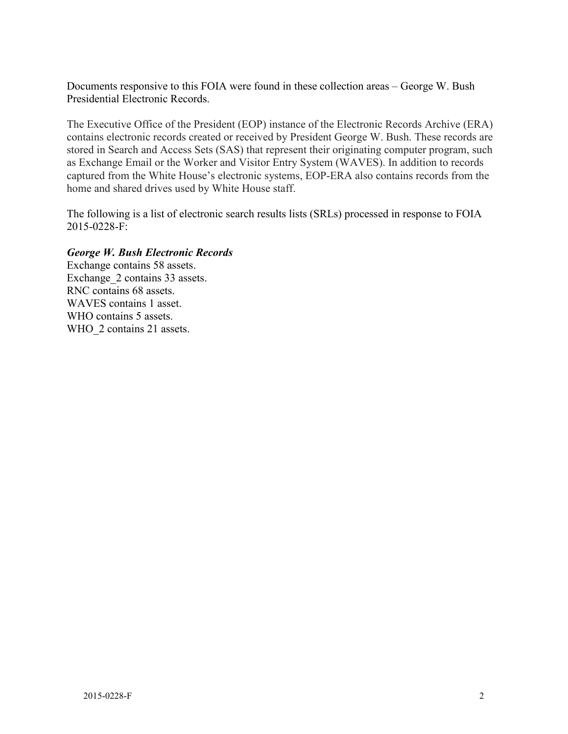Documents responsive to this FOIA were found in these collection areas – George W. Bush Presidential Electronic Records.

The Executive Office of the President (EOP) instance of the Electronic Records Archive (ERA) contains electronic records created or received by President George W. Bush. These records are stored in Search and Access Sets (SAS) that represent their originating computer program, such as Exchange Email or the Worker and Visitor Entry System (WAVES). In addition to records captured from the White House's electronic systems, EOP-ERA also contains records from the home and shared drives used by White House staff.

The following is a list of electronic search results lists (SRLs) processed in response to FOIA 2015-0228-F:

***George W. Bush Electronic Records***

Exchange contains 58 assets.
Exchange_2 contains 33 assets.
RNC contains 68 assets.
WAVES contains 1 asset.
WHO contains 5 assets.
WHO_2 contains 21 assets.